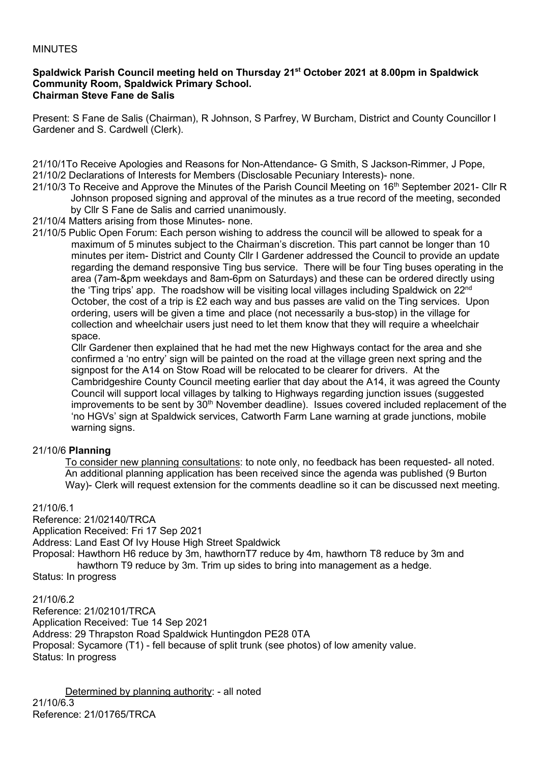MINUTES

**Spaldwick Parish Council meeting held on Thursday 21st October 2021 at 8.00pm in Spaldwick Community Room, Spaldwick Primary School.**
**Chairman Steve Fane de Salis**

Present: S Fane de Salis (Chairman), R Johnson, S Parfrey, W Burcham, District and County Councillor I Gardener and S. Cardwell (Clerk).

21/10/1To Receive Apologies and Reasons for Non-Attendance- G Smith, S Jackson-Rimmer, J Pope,

21/10/2 Declarations of Interests for Members (Disclosable Pecuniary Interests)- none.

21/10/3 To Receive and Approve the Minutes of the Parish Council Meeting on 16th September 2021- Cllr R Johnson proposed signing and approval of the minutes as a true record of the meeting, seconded by Cllr S Fane de Salis and carried unanimously.

21/10/4 Matters arising from those Minutes- none.

21/10/5 Public Open Forum: Each person wishing to address the council will be allowed to speak for a maximum of 5 minutes subject to the Chairman's discretion. This part cannot be longer than 10 minutes per item- District and County Cllr I Gardener addressed the Council to provide an update regarding the demand responsive Ting bus service. There will be four Ting buses operating in the area (7am-&pm weekdays and 8am-6pm on Saturdays) and these can be ordered directly using the 'Ting trips' app. The roadshow will be visiting local villages including Spaldwick on 22nd October, the cost of a trip is £2 each way and bus passes are valid on the Ting services. Upon ordering, users will be given a time and place (not necessarily a bus-stop) in the village for collection and wheelchair users just need to let them know that they will require a wheelchair space.

Cllr Gardener then explained that he had met the new Highways contact for the area and she confirmed a 'no entry' sign will be painted on the road at the village green next spring and the signpost for the A14 on Stow Road will be relocated to be clearer for drivers. At the Cambridgeshire County Council meeting earlier that day about the A14, it was agreed the County Council will support local villages by talking to Highways regarding junction issues (suggested improvements to be sent by 30th November deadline). Issues covered included replacement of the 'no HGVs' sign at Spaldwick services, Catworth Farm Lane warning at grade junctions, mobile warning signs.

21/10/6 **Planning**

<u>To consider new planning consultations</u>: to note only, no feedback has been requested- all noted. An additional planning application has been received since the agenda was published (9 Burton Way)- Clerk will request extension for the comments deadline so it can be discussed next meeting.

21/10/6.1
Reference: 21/02140/TRCA
Application Received: Fri 17 Sep 2021
Address: Land East Of Ivy House High Street Spaldwick
Proposal: Hawthorn H6 reduce by 3m, hawthornT7 reduce by 4m, hawthorn T8 reduce by 3m and hawthorn T9 reduce by 3m. Trim up sides to bring into management as a hedge.
Status: In progress

21/10/6.2
Reference: 21/02101/TRCA
Application Received: Tue 14 Sep 2021
Address: 29 Thrapston Road Spaldwick Huntingdon PE28 0TA
Proposal: Sycamore (T1) - fell because of split trunk (see photos) of low amenity value.
Status: In progress

<u>Determined by planning authority</u>: - all noted

21/10/6.3
Reference: 21/01765/TRCA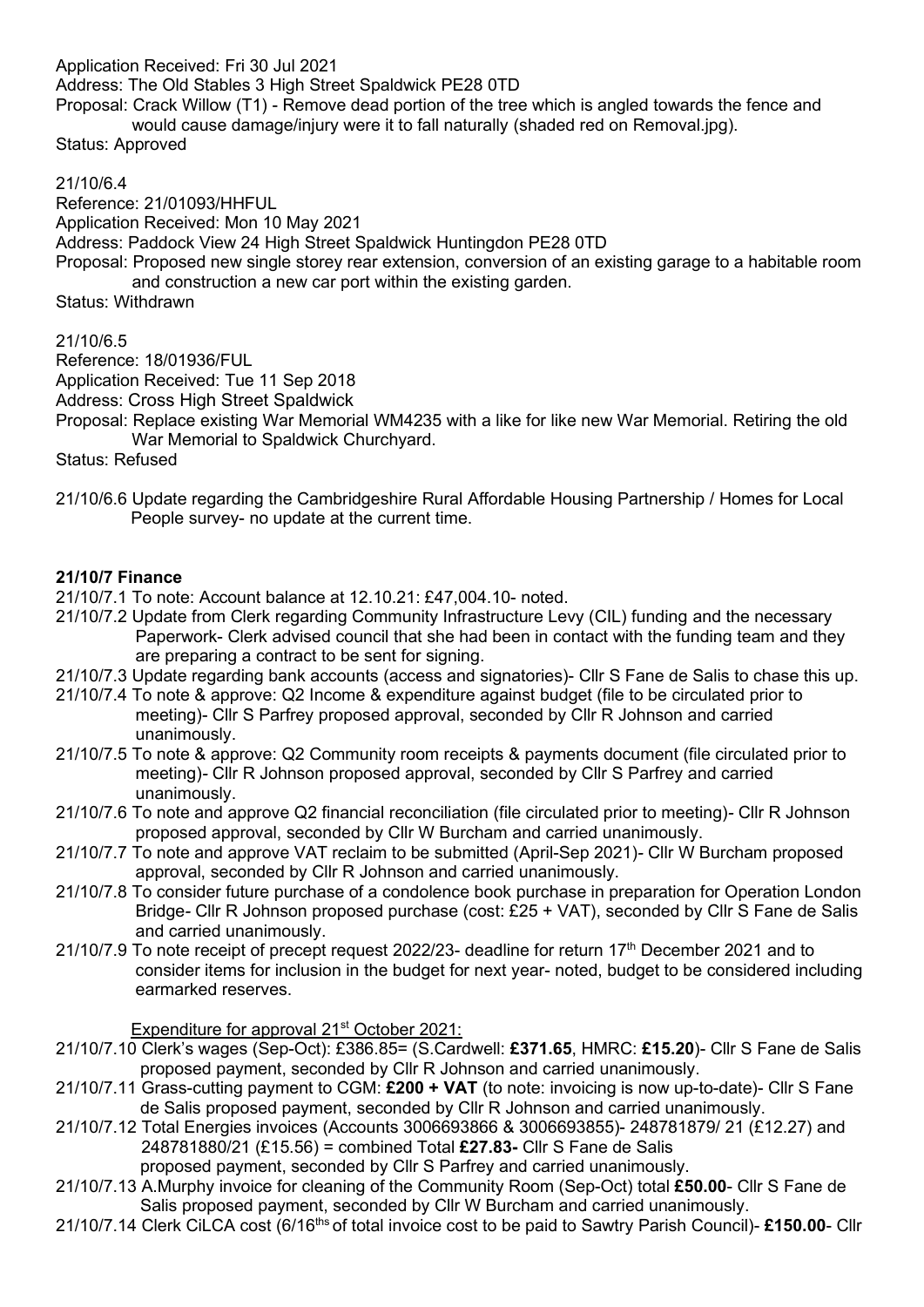Application Received: Fri 30 Jul 2021
Address: The Old Stables 3 High Street Spaldwick PE28 0TD
Proposal: Crack Willow (T1) - Remove dead portion of the tree which is angled towards the fence and would cause damage/injury were it to fall naturally (shaded red on Removal.jpg).
Status: Approved

21/10/6.4
Reference: 21/01093/HHFUL
Application Received: Mon 10 May 2021
Address: Paddock View 24 High Street Spaldwick Huntingdon PE28 0TD
Proposal: Proposed new single storey rear extension, conversion of an existing garage to a habitable room and construction a new car port within the existing garden.
Status: Withdrawn

21/10/6.5
Reference: 18/01936/FUL
Application Received: Tue 11 Sep 2018
Address: Cross High Street Spaldwick
Proposal: Replace existing War Memorial WM4235 with a like for like new War Memorial. Retiring the old War Memorial to Spaldwick Churchyard.
Status: Refused

21/10/6.6 Update regarding the Cambridgeshire Rural Affordable Housing Partnership / Homes for Local People survey- no update at the current time.

**21/10/7 Finance**

21/10/7.1 To note: Account balance at 12.10.21: £47,004.10- noted.

21/10/7.2 Update from Clerk regarding Community Infrastructure Levy (CIL) funding and the necessary Paperwork- Clerk advised council that she had been in contact with the funding team and they are preparing a contract to be sent for signing.

21/10/7.3 Update regarding bank accounts (access and signatories)- Cllr S Fane de Salis to chase this up.

21/10/7.4 To note & approve: Q2 Income & expenditure against budget (file to be circulated prior to meeting)- Cllr S Parfrey proposed approval, seconded by Cllr R Johnson and carried unanimously.

21/10/7.5 To note & approve: Q2 Community room receipts & payments document (file circulated prior to meeting)- Cllr R Johnson proposed approval, seconded by Cllr S Parfrey and carried unanimously.

21/10/7.6 To note and approve Q2 financial reconciliation (file circulated prior to meeting)- Cllr R Johnson proposed approval, seconded by Cllr W Burcham and carried unanimously.

21/10/7.7 To note and approve VAT reclaim to be submitted (April-Sep 2021)- Cllr W Burcham proposed approval, seconded by Cllr R Johnson and carried unanimously.

21/10/7.8 To consider future purchase of a condolence book purchase in preparation for Operation London Bridge- Cllr R Johnson proposed purchase (cost: £25 + VAT), seconded by Cllr S Fane de Salis and carried unanimously.

21/10/7.9 To note receipt of precept request 2022/23- deadline for return 17th December 2021 and to consider items for inclusion in the budget for next year- noted, budget to be considered including earmarked reserves.

<u>Expenditure for approval 21st October 2021:</u>

21/10/7.10 Clerk's wages (Sep-Oct): £386.85= (S.Cardwell: **£371.65**, HMRC: **£15.20**)- Cllr S Fane de Salis proposed payment, seconded by Cllr R Johnson and carried unanimously.

21/10/7.11 Grass-cutting payment to CGM: **£200 + VAT** (to note: invoicing is now up-to-date)- Cllr S Fane de Salis proposed payment, seconded by Cllr R Johnson and carried unanimously.

21/10/7.12 Total Energies invoices (Accounts 3006693866 & 3006693855)- 248781879/ 21 (£12.27) and 248781880/21 (£15.56) = combined Total **£27.83-** Cllr S Fane de Salis proposed payment, seconded by Cllr S Parfrey and carried unanimously.

21/10/7.13 A.Murphy invoice for cleaning of the Community Room (Sep-Oct) total **£50.00**- Cllr S Fane de Salis proposed payment, seconded by Cllr W Burcham and carried unanimously.

21/10/7.14 Clerk CiLCA cost (6/16ths of total invoice cost to be paid to Sawtry Parish Council)- **£150.00**- Cllr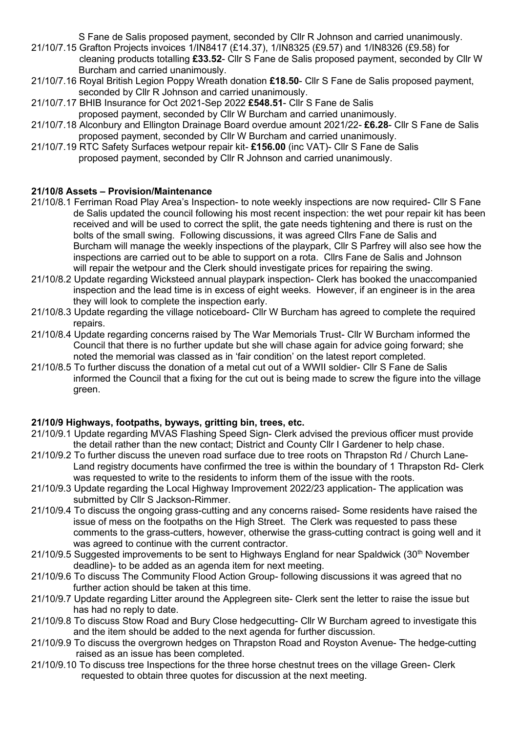S Fane de Salis proposed payment, seconded by Cllr R Johnson and carried unanimously.

21/10/7.15 Grafton Projects invoices 1/IN8417 (£14.37), 1/IN8325 (£9.57) and 1/IN8326 (£9.58) for cleaning products totalling **£33.52**- Cllr S Fane de Salis proposed payment, seconded by Cllr W Burcham and carried unanimously.

21/10/7.16 Royal British Legion Poppy Wreath donation **£18.50**- Cllr S Fane de Salis proposed payment, seconded by Cllr R Johnson and carried unanimously.

21/10/7.17 BHIB Insurance for Oct 2021-Sep 2022 **£548.51**- Cllr S Fane de Salis proposed payment, seconded by Cllr W Burcham and carried unanimously.

21/10/7.18 Alconbury and Ellington Drainage Board overdue amount 2021/22- **£6.28**- Cllr S Fane de Salis proposed payment, seconded by Cllr W Burcham and carried unanimously.

21/10/7.19 RTC Safety Surfaces wetpour repair kit- **£156.00** (inc VAT)- Cllr S Fane de Salis proposed payment, seconded by Cllr R Johnson and carried unanimously.

**21/10/8 Assets – Provision/Maintenance**

21/10/8.1 Ferriman Road Play Area's Inspection- to note weekly inspections are now required- Cllr S Fane de Salis updated the council following his most recent inspection: the wet pour repair kit has been received and will be used to correct the split, the gate needs tightening and there is rust on the bolts of the small swing. Following discussions, it was agreed Cllrs Fane de Salis and Burcham will manage the weekly inspections of the playpark, Cllr S Parfrey will also see how the inspections are carried out to be able to support on a rota. Cllrs Fane de Salis and Johnson will repair the wetpour and the Clerk should investigate prices for repairing the swing.

21/10/8.2 Update regarding Wicksteed annual playpark inspection- Clerk has booked the unaccompanied inspection and the lead time is in excess of eight weeks. However, if an engineer is in the area they will look to complete the inspection early.

21/10/8.3 Update regarding the village noticeboard- Cllr W Burcham has agreed to complete the required repairs.

21/10/8.4 Update regarding concerns raised by The War Memorials Trust- Cllr W Burcham informed the Council that there is no further update but she will chase again for advice going forward; she noted the memorial was classed as in 'fair condition' on the latest report completed.

21/10/8.5 To further discuss the donation of a metal cut out of a WWII soldier- Cllr S Fane de Salis informed the Council that a fixing for the cut out is being made to screw the figure into the village green.

**21/10/9 Highways, footpaths, byways, gritting bin, trees, etc.**

21/10/9.1 Update regarding MVAS Flashing Speed Sign- Clerk advised the previous officer must provide the detail rather than the new contact; District and County Cllr I Gardener to help chase.

21/10/9.2 To further discuss the uneven road surface due to tree roots on Thrapston Rd / Church Lane- Land registry documents have confirmed the tree is within the boundary of 1 Thrapston Rd- Clerk was requested to write to the residents to inform them of the issue with the roots.

21/10/9.3 Update regarding the Local Highway Improvement 2022/23 application- The application was submitted by Cllr S Jackson-Rimmer.

21/10/9.4 To discuss the ongoing grass-cutting and any concerns raised- Some residents have raised the issue of mess on the footpaths on the High Street. The Clerk was requested to pass these comments to the grass-cutters, however, otherwise the grass-cutting contract is going well and it was agreed to continue with the current contractor.

21/10/9.5 Suggested improvements to be sent to Highways England for near Spaldwick (30th November deadline)- to be added as an agenda item for next meeting.

21/10/9.6 To discuss The Community Flood Action Group- following discussions it was agreed that no further action should be taken at this time.

21/10/9.7 Update regarding Litter around the Applegreen site- Clerk sent the letter to raise the issue but has had no reply to date.

21/10/9.8 To discuss Stow Road and Bury Close hedgecutting- Cllr W Burcham agreed to investigate this and the item should be added to the next agenda for further discussion.

21/10/9.9 To discuss the overgrown hedges on Thrapston Road and Royston Avenue- The hedge-cutting raised as an issue has been completed.

21/10/9.10 To discuss tree Inspections for the three horse chestnut trees on the village Green- Clerk requested to obtain three quotes for discussion at the next meeting.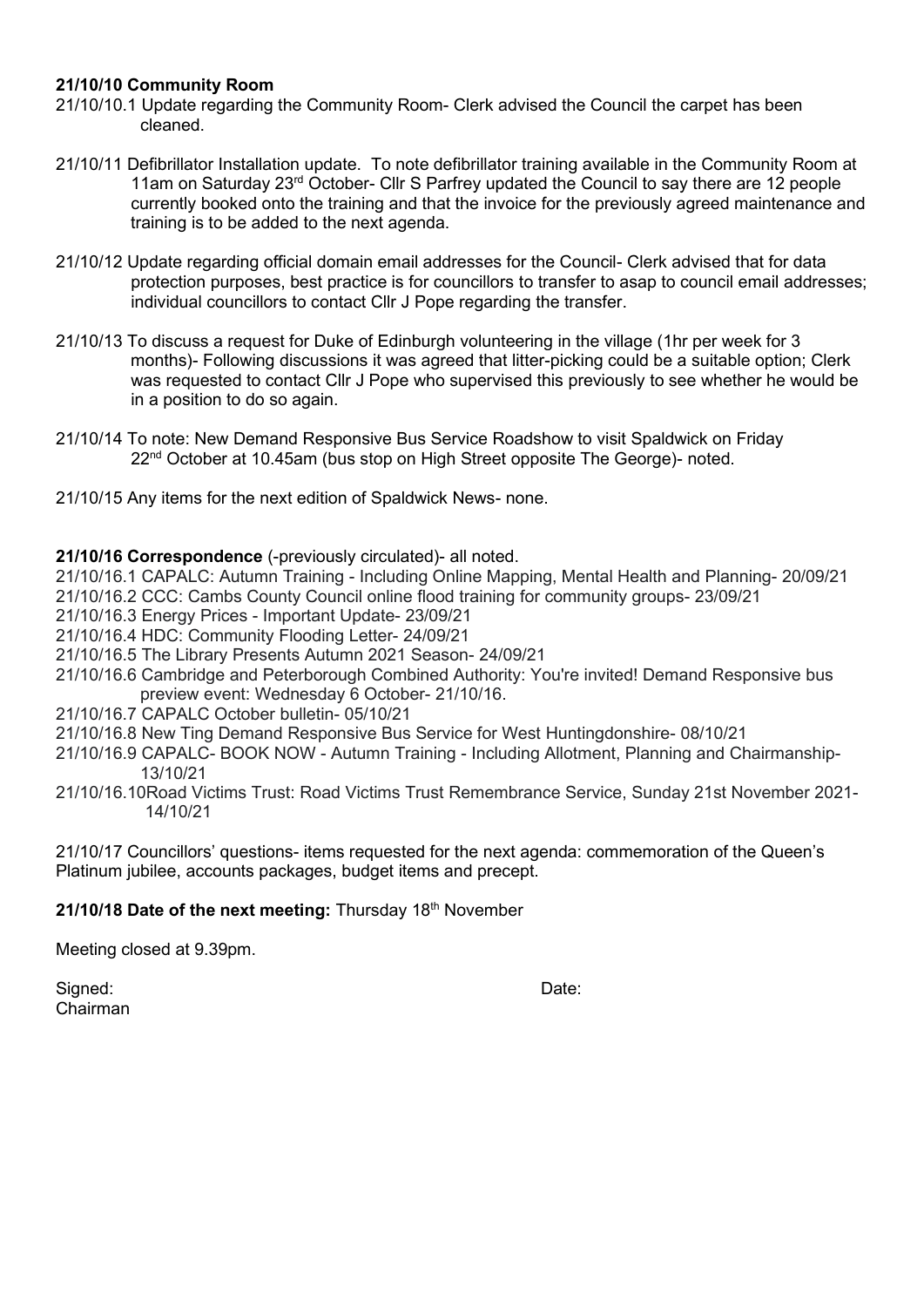**21/10/10 Community Room**

21/10/10.1 Update regarding the Community Room- Clerk advised the Council the carpet has been cleaned.

21/10/11 Defibrillator Installation update. To note defibrillator training available in the Community Room at 11am on Saturday 23rd October- Cllr S Parfrey updated the Council to say there are 12 people currently booked onto the training and that the invoice for the previously agreed maintenance and training is to be added to the next agenda.

21/10/12 Update regarding official domain email addresses for the Council- Clerk advised that for data protection purposes, best practice is for councillors to transfer to asap to council email addresses; individual councillors to contact Cllr J Pope regarding the transfer.

21/10/13 To discuss a request for Duke of Edinburgh volunteering in the village (1hr per week for 3 months)- Following discussions it was agreed that litter-picking could be a suitable option; Clerk was requested to contact Cllr J Pope who supervised this previously to see whether he would be in a position to do so again.

21/10/14 To note: New Demand Responsive Bus Service Roadshow to visit Spaldwick on Friday 22nd October at 10.45am (bus stop on High Street opposite The George)- noted.

21/10/15 Any items for the next edition of Spaldwick News- none.

**21/10/16 Correspondence** (-previously circulated)- all noted.

21/10/16.1 CAPALC: Autumn Training - Including Online Mapping, Mental Health and Planning- 20/09/21
21/10/16.2 CCC: Cambs County Council online flood training for community groups- 23/09/21
21/10/16.3 Energy Prices - Important Update- 23/09/21
21/10/16.4 HDC: Community Flooding Letter- 24/09/21
21/10/16.5 The Library Presents Autumn 2021 Season- 24/09/21
21/10/16.6 Cambridge and Peterborough Combined Authority: You're invited! Demand Responsive bus preview event: Wednesday 6 October- 21/10/16.
21/10/16.7 CAPALC October bulletin- 05/10/21
21/10/16.8 New Ting Demand Responsive Bus Service for West Huntingdonshire- 08/10/21
21/10/16.9 CAPALC- BOOK NOW - Autumn Training - Including Allotment, Planning and Chairmanship- 13/10/21
21/10/16.10Road Victims Trust: Road Victims Trust Remembrance Service, Sunday 21st November 2021- 14/10/21

21/10/17 Councillors' questions- items requested for the next agenda: commemoration of the Queen's Platinum jubilee, accounts packages, budget items and precept.

**21/10/18 Date of the next meeting:** Thursday 18th November

Meeting closed at 9.39pm.

Signed: Date:
Chairman